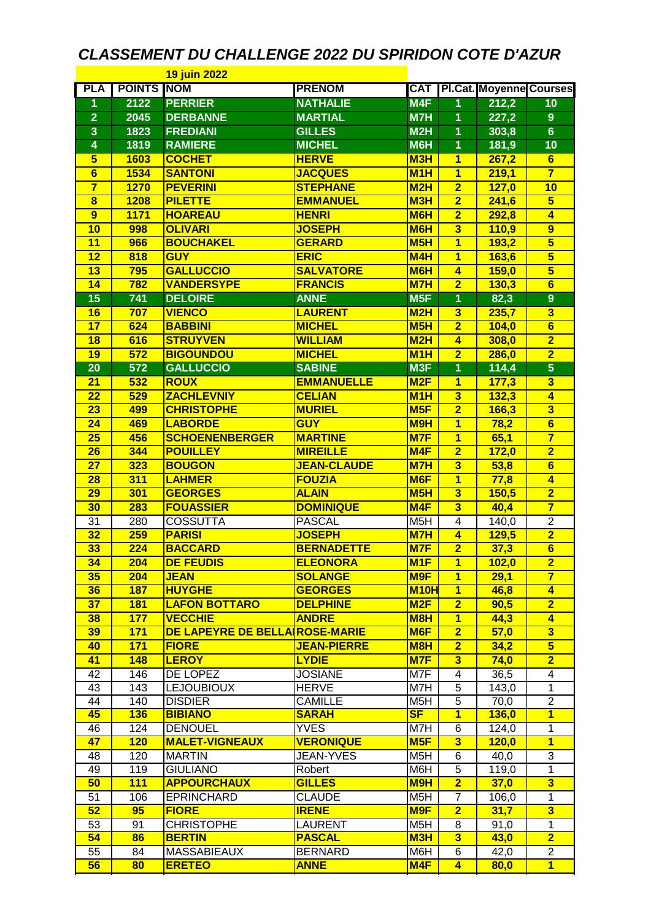# *CLASSEMENT DU CHALLENGE 2022 DU SPIRIDON COTE D'AZUR*

**19 juin 2022**

| PLA | POINTS | NOM | PRENOM | CAT | Pl.Cat. | Moyenne | Courses |
|---|---|---|---|---|---|---|---|
| 1 | 2122 | PERRIER | NATHALIE | M4F | 1 | 212,2 | 10 |
| 2 | 2045 | DERBANNE | MARTIAL | M7H | 1 | 227,2 | 9 |
| 3 | 1823 | FREDIANI | GILLES | M2H | 1 | 303,8 | 6 |
| 4 | 1819 | RAMIERE | MICHEL | M6H | 1 | 181,9 | 10 |
| 5 | 1603 | COCHET | HERVE | M3H | 1 | 267,2 | 6 |
| 6 | 1534 | SANTONI | JACQUES | M1H | 1 | 219,1 | 7 |
| 7 | 1270 | PEVERINI | STEPHANE | M2H | 2 | 127,0 | 10 |
| 8 | 1208 | PILETTE | EMMANUEL | M3H | 2 | 241,6 | 5 |
| 9 | 1171 | HOAREAU | HENRI | M6H | 2 | 292,8 | 4 |
| 10 | 998 | OLIVARI | JOSEPH | M6H | 3 | 110,9 | 9 |
| 11 | 966 | BOUCHAKEL | GERARD | M5H | 1 | 193,2 | 5 |
| 12 | 818 | GUY | ERIC | M4H | 1 | 163,6 | 5 |
| 13 | 795 | GALLUCCIO | SALVATORE | M6H | 4 | 159,0 | 5 |
| 14 | 782 | VANDERSYPE | FRANCIS | M7H | 2 | 130,3 | 6 |
| 15 | 741 | DELOIRE | ANNE | M5F | 1 | 82,3 | 9 |
| 16 | 707 | VIENCO | LAURENT | M2H | 3 | 235,7 | 3 |
| 17 | 624 | BABBINI | MICHEL | M5H | 2 | 104,0 | 6 |
| 18 | 616 | STRUYVEN | WILLIAM | M2H | 4 | 308,0 | 2 |
| 19 | 572 | BIGOUNDOU | MICHEL | M1H | 2 | 286,0 | 2 |
| 20 | 572 | GALLUCCIO | SABINE | M3F | 1 | 114,4 | 5 |
| 21 | 532 | ROUX | EMMANUELLE | M2F | 1 | 177,3 | 3 |
| 22 | 529 | ZACHLEVNIY | CELIAN | M1H | 3 | 132,3 | 4 |
| 23 | 499 | CHRISTOPHE | MURIEL | M5F | 2 | 166,3 | 3 |
| 24 | 469 | LABORDE | GUY | M9H | 1 | 78,2 | 6 |
| 25 | 456 | SCHOENENBERGER | MARTINE | M7F | 1 | 65,1 | 7 |
| 26 | 344 | POUILLEY | MIREILLE | M4F | 2 | 172,0 | 2 |
| 27 | 323 | BOUGON | JEAN-CLAUDE | M7H | 3 | 53,8 | 6 |
| 28 | 311 | LAHMER | FOUZIA | M6F | 1 | 77,8 | 4 |
| 29 | 301 | GEORGES | ALAIN | M5H | 3 | 150,5 | 2 |
| 30 | 283 | FOUASSIER | DOMINIQUE | M4F | 3 | 40,4 | 7 |
| 31 | 280 | COSSUTTA | PASCAL | M5H | 4 | 140,0 | 2 |
| 32 | 259 | PARISI | JOSEPH | M7H | 4 | 129,5 | 2 |
| 33 | 224 | BACCARD | BERNADETTE | M7F | 2 | 37,3 | 6 |
| 34 | 204 | DE FEUDIS | ELEONORA | M1F | 1 | 102,0 | 2 |
| 35 | 204 | JEAN | SOLANGE | M9F | 1 | 29,1 | 7 |
| 36 | 187 | HUYGHE | GEORGES | M10H | 1 | 46,8 | 4 |
| 37 | 181 | LAFON BOTTARO | DELPHINE | M2F | 2 | 90,5 | 2 |
| 38 | 177 | VECCHIE | ANDRE | M8H | 1 | 44,3 | 4 |
| 39 | 171 | DE LAPEYRE DE BELLA | ROSE-MARIE | M6F | 2 | 57,0 | 3 |
| 40 | 171 | FIORE | JEAN-PIERRE | M8H | 2 | 34,2 | 5 |
| 41 | 148 | LEROY | LYDIE | M7F | 3 | 74,0 | 2 |
| 42 | 146 | DE LOPEZ | JOSIANE | M7F | 4 | 36,5 | 4 |
| 43 | 143 | LEJOUBIOUX | HERVE | M7H | 5 | 143,0 | 1 |
| 44 | 140 | DISDIER | CAMILLE | M5H | 5 | 70,0 | 2 |
| 45 | 136 | BIBIANO | SARAH | SF | 1 | 136,0 | 1 |
| 46 | 124 | DENOUEL | YVES | M7H | 6 | 124,0 | 1 |
| 47 | 120 | MALET-VIGNEAUX | VERONIQUE | M5F | 3 | 120,0 | 1 |
| 48 | 120 | MARTIN | JEAN-YVES | M5H | 6 | 40,0 | 3 |
| 49 | 119 | GIULIANO | Robert | M6H | 5 | 119,0 | 1 |
| 50 | 111 | APPOURCHAUX | GILLES | M9H | 2 | 37,0 | 3 |
| 51 | 106 | EPRINCHARD | CLAUDE | M5H | 7 | 106,0 | 1 |
| 52 | 95 | FIORE | IRENE | M9F | 2 | 31,7 | 3 |
| 53 | 91 | CHRISTOPHE | LAURENT | M5H | 8 | 91,0 | 1 |
| 54 | 86 | BERTIN | PASCAL | M3H | 3 | 43,0 | 2 |
| 55 | 84 | MASSABIEAUX | BERNARD | M6H | 6 | 42,0 | 2 |
| 56 | 80 | ERETEO | ANNE | M4F | 4 | 80,0 | 1 |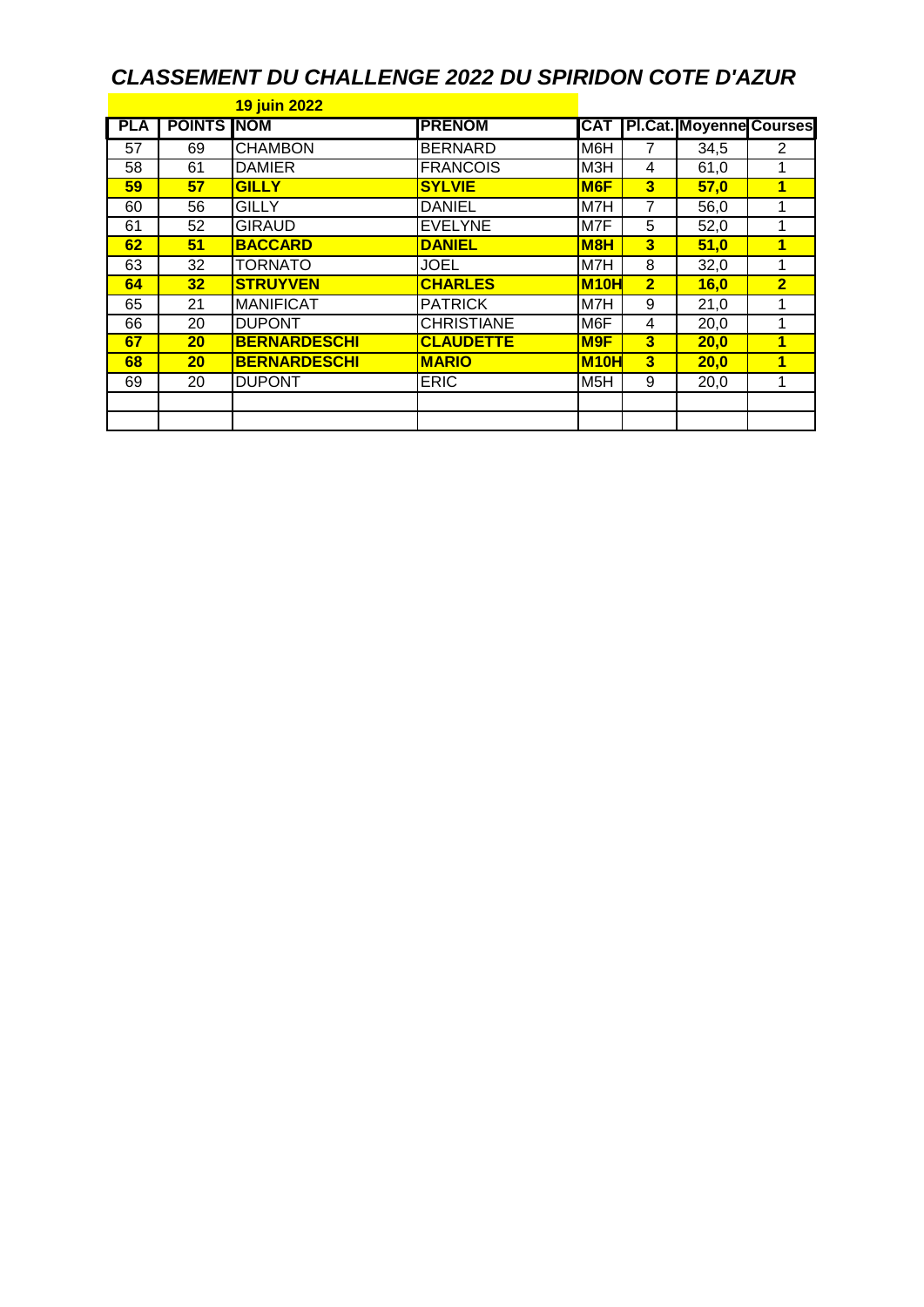## *CLASSEMENT DU CHALLENGE 2022 DU SPIRIDON COTE D'AZUR*

**19 juin 2022**

| PLA | POINTS | NOM | PRENOM | CAT | Pl.Cat. | Moyenne | Courses |
|---|---|---|---|---|---|---|---|
| 57 | 69 | CHAMBON | BERNARD | M6H | 7 | 34,5 | 2 |
| 58 | 61 | DAMIER | FRANCOIS | M3H | 4 | 61,0 | 1 |
| **59** | **57** | **GILLY** | **SYLVIE** | **M6F** | **3** | **57,0** | **1** |
| 60 | 56 | GILLY | DANIEL | M7H | 7 | 56,0 | 1 |
| 61 | 52 | GIRAUD | EVELYNE | M7F | 5 | 52,0 | 1 |
| **62** | **51** | **BACCARD** | **DANIEL** | **M8H** | **3** | **51,0** | **1** |
| 63 | 32 | TORNATO | JOEL | M7H | 8 | 32,0 | 1 |
| **64** | **32** | **STRUYVEN** | **CHARLES** | **M10H** | **2** | **16,0** | **2** |
| 65 | 21 | MANIFICAT | PATRICK | M7H | 9 | 21,0 | 1 |
| 66 | 20 | DUPONT | CHRISTIANE | M6F | 4 | 20,0 | 1 |
| **67** | **20** | **BERNARDESCHI** | **CLAUDETTE** | **M9F** | **3** | **20,0** | **1** |
| **68** | **20** | **BERNARDESCHI** | **MARIO** | **M10H** | **3** | **20,0** | **1** |
| 69 | 20 | DUPONT | ERIC | M5H | 9 | 20,0 | 1 |
| | | | | | | | |
| | | | | | | | |